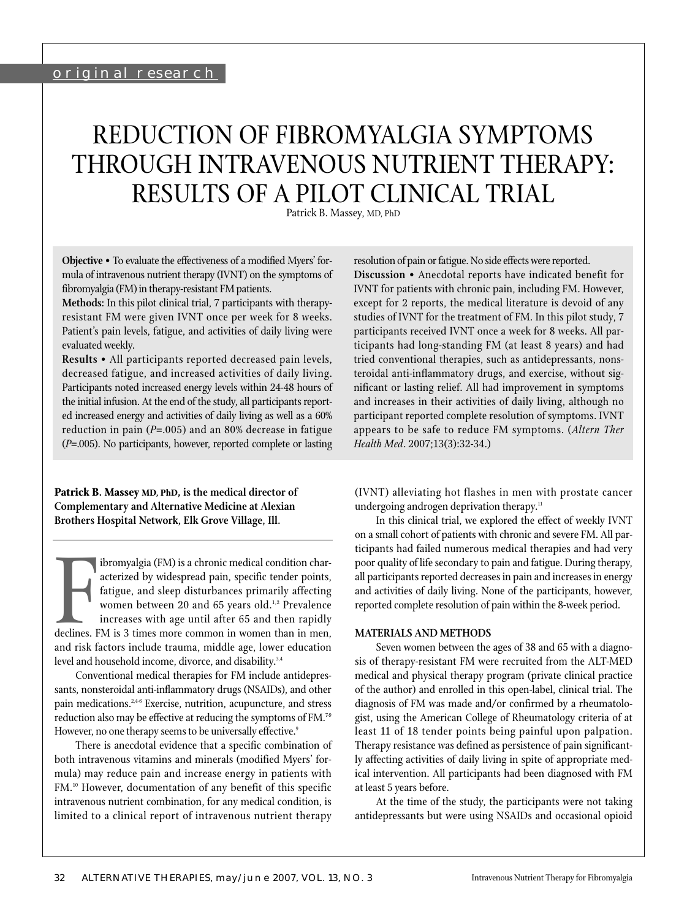original research

# REDUCTION OF FIBROMYALGIA SYMPTOMS THROUGH INTRAVENOUS NUTRIENT THERAPY: RESULTS OF A PILOT CLINICAL TRIAL

Patrick B. Massey, MD, PhD

**Objective** • To evaluate the effectiveness of a modified Myers' formula of intravenous nutrient therapy (IVNT) on the symptoms of fibromyalgia (FM) in therapy-resistant FM patients.

**Methods:** In this pilot clinical trial, 7 participants with therapy-resistant FM were given IVNT once per week for 8 weeks. Patient's pain levels, fatigue, and activities of daily living were evaluated weekly.

**Results** • All participants reported decreased pain levels, decreased fatigue, and increased activities of daily living. Participants noted increased energy levels within 24-48 hours of the initial infusion. At the end of the study, all participants reported increased energy and activities of daily living as well as a 60% reduction in pain ($P$=.005) and an 80% decrease in fatigue ($P$=.005). No participants, however, reported complete or lasting resolution of pain or fatigue. No side effects were reported.

**Discussion** • Anecdotal reports have indicated benefit for IVNT for patients with chronic pain, including FM. However, except for 2 reports, the medical literature is devoid of any studies of IVNT for the treatment of FM. In this pilot study, 7 participants received IVNT once a week for 8 weeks. All participants had long-standing FM (at least 8 years) and had tried conventional therapies, such as antidepressants, nonsteroidal anti-inflammatory drugs, and exercise, without significant or lasting relief. All had improvement in symptoms and increases in their activities of daily living, although no participant reported complete resolution of symptoms. IVNT appears to be safe to reduce FM symptoms. (*Altern Ther Health Med*. 2007;13(3):32-34.)

**Patrick B. Massey MD, PhD, is the medical director of Complementary and Alternative Medicine at Alexian Brothers Hospital Network, Elk Grove Village, Ill.**

Fibromyalgia (FM) is a chronic medical condition characterized by widespread pain, specific tender points, fatigue, and sleep disturbances primarily affecting women between 20 and 65 years old.[1,2] Prevalence increases with age until after 65 and then rapidly declines. FM is 3 times more common in women than in men, and risk factors include trauma, middle age, lower education level and household income, divorce, and disability.[3,4]

Conventional medical therapies for FM include antidepressants, nonsteroidal anti-inflammatory drugs (NSAIDs), and other pain medications.[2,4-6] Exercise, nutrition, acupuncture, and stress reduction also may be effective at reducing the symptoms of FM.[7-9] However, no one therapy seems to be universally effective.[9]

There is anecdotal evidence that a specific combination of both intravenous vitamins and minerals (modified Myers' formula) may reduce pain and increase energy in patients with FM.[10] However, documentation of any benefit of this specific intravenous nutrient combination, for any medical condition, is limited to a clinical report of intravenous nutrient therapy (IVNT) alleviating hot flashes in men with prostate cancer undergoing androgen deprivation therapy.[11]

In this clinical trial, we explored the effect of weekly IVNT on a small cohort of patients with chronic and severe FM. All participants had failed numerous medical therapies and had very poor quality of life secondary to pain and fatigue. During therapy, all participants reported decreases in pain and increases in energy and activities of daily living. None of the participants, however, reported complete resolution of pain within the 8-week period.

## MATERIALS AND METHODS

Seven women between the ages of 38 and 65 with a diagnosis of therapy-resistant FM were recruited from the ALT-MED medical and physical therapy program (private clinical practice of the author) and enrolled in this open-label, clinical trial. The diagnosis of FM was made and/or confirmed by a rheumatologist, using the American College of Rheumatology criteria of at least 11 of 18 tender points being painful upon palpation. Therapy resistance was defined as persistence of pain significantly affecting activities of daily living in spite of appropriate medical intervention. All participants had been diagnosed with FM at least 5 years before.

At the time of the study, the participants were not taking antidepressants but were using NSAIDs and occasional opioid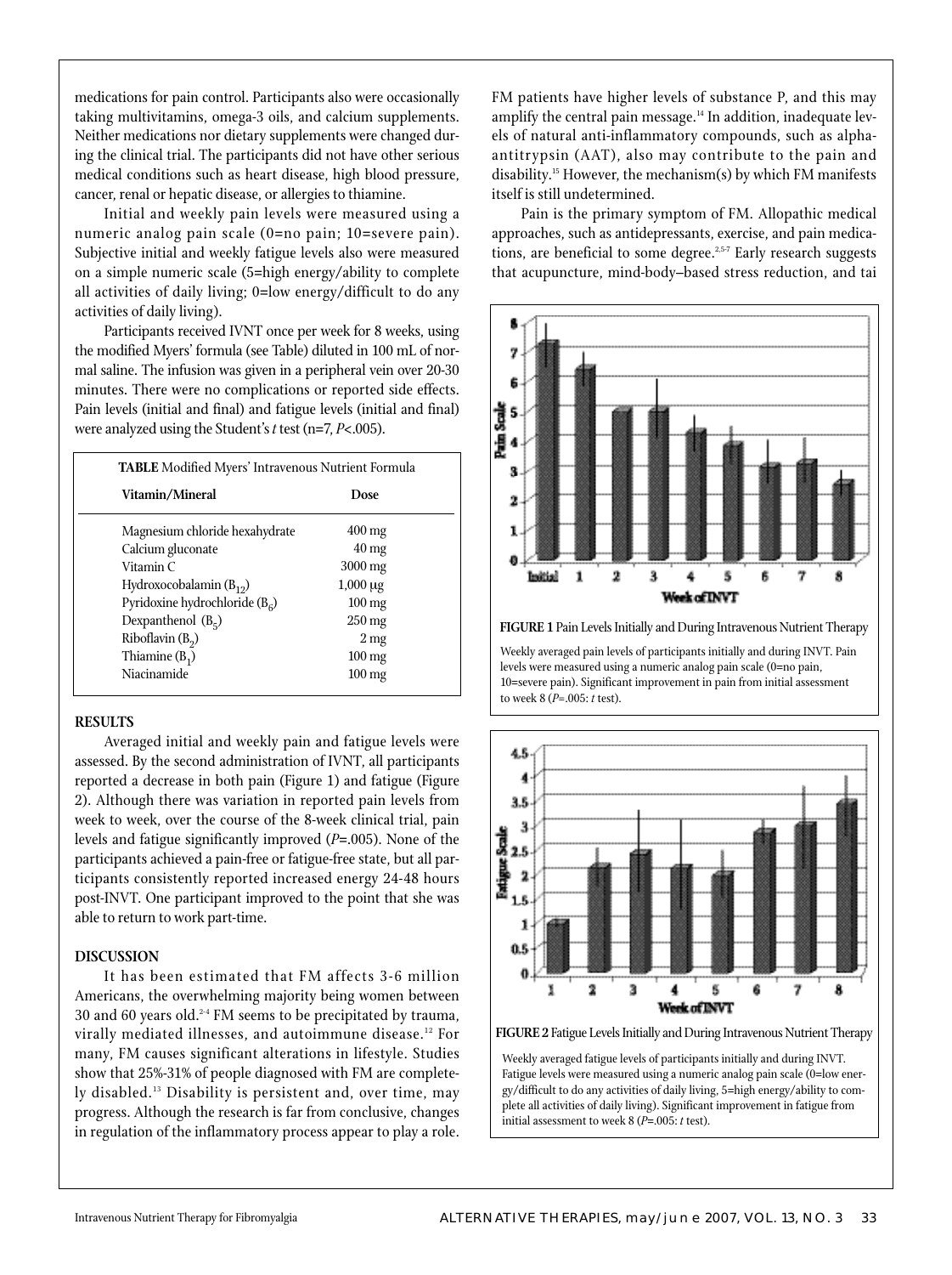medications for pain control. Participants also were occasionally taking multivitamins, omega-3 oils, and calcium supplements. Neither medications nor dietary supplements were changed during the clinical trial. The participants did not have other serious medical conditions such as heart disease, high blood pressure, cancer, renal or hepatic disease, or allergies to thiamine.

Initial and weekly pain levels were measured using a numeric analog pain scale (0=no pain; 10=severe pain). Subjective initial and weekly fatigue levels also were measured on a simple numeric scale (5=high energy/ability to complete all activities of daily living; 0=low energy/difficult to do any activities of daily living).

Participants received IVNT once per week for 8 weeks, using the modified Myers' formula (see Table) diluted in 100 mL of normal saline. The infusion was given in a peripheral vein over 20-30 minutes. There were no complications or reported side effects. Pain levels (initial and final) and fatigue levels (initial and final) were analyzed using the Student's *t* test (n=7, $P<.005$).

**TABLE** Modified Myers' Intravenous Nutrient Formula

| Vitamin/Mineral | Dose |
|---|---|
| Magnesium chloride hexahydrate | 400 mg |
| Calcium gluconate | 40 mg |
| Vitamin C | 3000 mg |
| Hydroxocobalamin ($B_{12}$) | 1,000 μg |
| Pyridoxine hydrochloride ($B_6$) | 100 mg |
| Dexpanthenol ($B_5$) | 250 mg |
| Riboflavin ($B_2$) | 2 mg |
| Thiamine ($B_1$) | 100 mg |
| Niacinamide | 100 mg |

## RESULTS

Averaged initial and weekly pain and fatigue levels were assessed. By the second administration of IVNT, all participants reported a decrease in both pain (Figure 1) and fatigue (Figure 2). Although there was variation in reported pain levels from week to week, over the course of the 8-week clinical trial, pain levels and fatigue significantly improved ($P=.005$). None of the participants achieved a pain-free or fatigue-free state, but all participants consistently reported increased energy 24-48 hours post-INVT. One participant improved to the point that she was able to return to work part-time.

## DISCUSSION

It has been estimated that FM affects 3-6 million Americans, the overwhelming majority being women between 30 and 60 years old.[2-4] FM seems to be precipitated by trauma, virally mediated illnesses, and autoimmune disease.[12] For many, FM causes significant alterations in lifestyle. Studies show that 25%-31% of people diagnosed with FM are completely disabled.[13] Disability is persistent and, over time, may progress. Although the research is far from conclusive, changes in regulation of the inflammatory process appear to play a role. FM patients have higher levels of substance P, and this may amplify the central pain message.[14] In addition, inadequate levels of natural anti-inflammatory compounds, such as alpha-antitrypsin (AAT), also may contribute to the pain and disability.[15] However, the mechanism(s) by which FM manifests itself is still undetermined.

Pain is the primary symptom of FM. Allopathic medical approaches, such as antidepressants, exercise, and pain medications, are beneficial to some degree.[2,5-7] Early research suggests that acupuncture, mind-body–based stress reduction, and tai

**FIGURE 1** Pain Levels Initially and During Intravenous Nutrient Therapy

Weekly averaged pain levels of participants initially and during INVT. Pain levels were measured using a numeric analog pain scale (0=no pain, 10=severe pain). Significant improvement in pain from initial assessment to week 8 ($P=.005$: *t* test).

**FIGURE 2** Fatigue Levels Initially and During Intravenous Nutrient Therapy

Weekly averaged fatigue levels of participants initially and during INVT. Fatigue levels were measured using a numeric analog pain scale (0=low energy/difficult to do any activities of daily living, 5=high energy/ability to complete all activities of daily living). Significant improvement in fatigue from initial assessment to week 8 ($P=.005$: *t* test).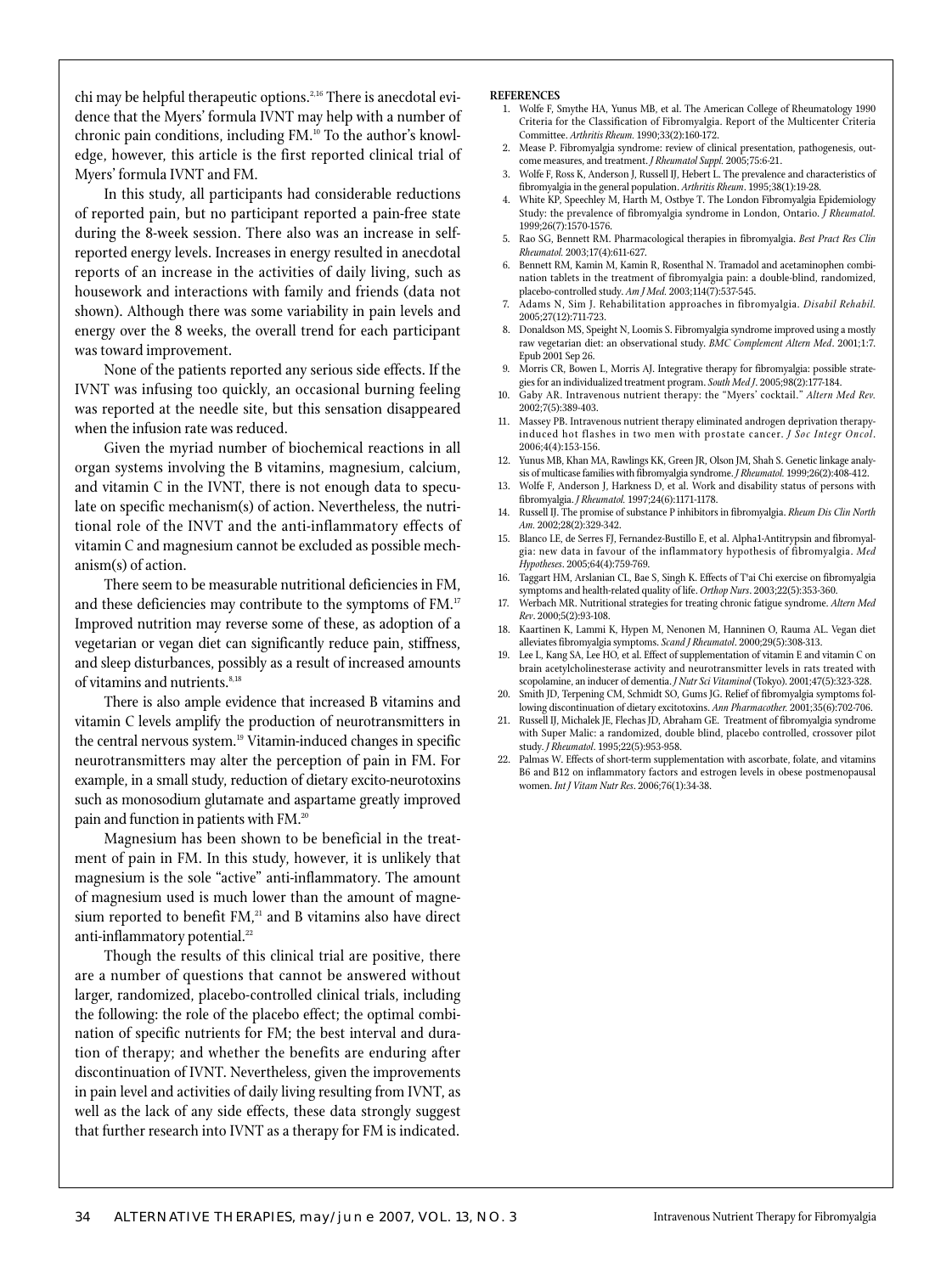chi may be helpful therapeutic options.[2,16] There is anecdotal evidence that the Myers' formula IVNT may help with a number of chronic pain conditions, including FM.[10] To the author's knowledge, however, this article is the first reported clinical trial of Myers' formula IVNT and FM.

In this study, all participants had considerable reductions of reported pain, but no participant reported a pain-free state during the 8-week session. There also was an increase in self-reported energy levels. Increases in energy resulted in anecdotal reports of an increase in the activities of daily living, such as housework and interactions with family and friends (data not shown). Although there was some variability in pain levels and energy over the 8 weeks, the overall trend for each participant was toward improvement.

None of the patients reported any serious side effects. If the IVNT was infusing too quickly, an occasional burning feeling was reported at the needle site, but this sensation disappeared when the infusion rate was reduced.

Given the myriad number of biochemical reactions in all organ systems involving the B vitamins, magnesium, calcium, and vitamin C in the IVNT, there is not enough data to speculate on specific mechanism(s) of action. Nevertheless, the nutritional role of the INVT and the anti-inflammatory effects of vitamin C and magnesium cannot be excluded as possible mechanism(s) of action.

There seem to be measurable nutritional deficiencies in FM, and these deficiencies may contribute to the symptoms of FM.[17] Improved nutrition may reverse some of these, as adoption of a vegetarian or vegan diet can significantly reduce pain, stiffness, and sleep disturbances, possibly as a result of increased amounts of vitamins and nutrients.[8,18]

There is also ample evidence that increased B vitamins and vitamin C levels amplify the production of neurotransmitters in the central nervous system.[19] Vitamin-induced changes in specific neurotransmitters may alter the perception of pain in FM. For example, in a small study, reduction of dietary excito-neurotoxins such as monosodium glutamate and aspartame greatly improved pain and function in patients with FM.[20]

Magnesium has been shown to be beneficial in the treatment of pain in FM. In this study, however, it is unlikely that magnesium is the sole "active" anti-inflammatory. The amount of magnesium used is much lower than the amount of magnesium reported to benefit FM,[21] and B vitamins also have direct anti-inflammatory potential.[22]

Though the results of this clinical trial are positive, there are a number of questions that cannot be answered without larger, randomized, placebo-controlled clinical trials, including the following: the role of the placebo effect; the optimal combination of specific nutrients for FM; the best interval and duration of therapy; and whether the benefits are enduring after discontinuation of IVNT. Nevertheless, given the improvements in pain level and activities of daily living resulting from IVNT, as well as the lack of any side effects, these data strongly suggest that further research into IVNT as a therapy for FM is indicated.

## REFERENCES

1. Wolfe F, Smythe HA, Yunus MB, et al. The American College of Rheumatology 1990 Criteria for the Classification of Fibromyalgia. Report of the Multicenter Criteria Committee. *Arthritis Rheum.* 1990;33(2):160-172.
2. Mease P. Fibromyalgia syndrome: review of clinical presentation, pathogenesis, outcome measures, and treatment. *J Rheumatol Suppl.* 2005;75:6-21.
3. Wolfe F, Ross K, Anderson J, Russell IJ, Hebert L. The prevalence and characteristics of fibromyalgia in the general population. *Arthritis Rheum*. 1995;38(1):19-28.
4. White KP, Speechley M, Harth M, Ostbye T. The London Fibromyalgia Epidemiology Study: the prevalence of fibromyalgia syndrome in London, Ontario. *J Rheumatol.* 1999;26(7):1570-1576.
5. Rao SG, Bennett RM. Pharmacological therapies in fibromyalgia. *Best Pract Res Clin Rheumatol.* 2003;17(4):611-627.
6. Bennett RM, Kamin M, Kamin R, Rosenthal N. Tramadol and acetaminophen combination tablets in the treatment of fibromyalgia pain: a double-blind, randomized, placebo-controlled study. *Am J Med.* 2003;114(7):537-545.
7. Adams N, Sim J. Rehabilitation approaches in fibromyalgia. *Disabil Rehabil.* 2005;27(12):711-723.
8. Donaldson MS, Speight N, Loomis S. Fibromyalgia syndrome improved using a mostly raw vegetarian diet: an observational study. *BMC Complement Altern Med*. 2001;1:7. Epub 2001 Sep 26.
9. Morris CR, Bowen L, Morris AJ. Integrative therapy for fibromyalgia: possible strategies for an individualized treatment program. *South Med J*. 2005;98(2):177-184.
10. Gaby AR. Intravenous nutrient therapy: the "Myers' cocktail." *Altern Med Rev.* 2002;7(5):389-403.
11. Massey PB. Intravenous nutrient therapy eliminated androgen deprivation therapy-induced hot flashes in two men with prostate cancer. *J Soc Integr Oncol*. 2006;4(4):153-156.
12. Yunus MB, Khan MA, Rawlings KK, Green JR, Olson JM, Shah S. Genetic linkage analysis of multicase families with fibromyalgia syndrome. *J Rheumatol.* 1999;26(2):408-412.
13. Wolfe F, Anderson J, Harkness D, et al. Work and disability status of persons with fibromyalgia. *J Rheumatol.* 1997;24(6):1171-1178.
14. Russell IJ. The promise of substance P inhibitors in fibromyalgia. *Rheum Dis Clin North Am*. 2002;28(2):329-342.
15. Blanco LE, de Serres FJ, Fernandez-Bustillo E, et al. Alpha1-Antitrypsin and fibromyalgia: new data in favour of the inflammatory hypothesis of fibromyalgia. *Med Hypotheses*. 2005;64(4):759-769.
16. Taggart HM, Arslanian CL, Bae S, Singh K. Effects of T'ai Chi exercise on fibromyalgia symptoms and health-related quality of life. *Orthop Nurs*. 2003;22(5):353-360.
17. Werbach MR. Nutritional strategies for treating chronic fatigue syndrome. *Altern Med Rev*. 2000;5(2):93-108.
18. Kaartinen K, Lammi K, Hypen M, Nenonen M, Hanninen O, Rauma AL. Vegan diet alleviates fibromyalgia symptoms. *Scand J Rheumatol*. 2000;29(5):308-313.
19. Lee L, Kang SA, Lee HO, et al. Effect of supplementation of vitamin E and vitamin C on brain acetylcholinesterase activity and neurotransmitter levels in rats treated with scopolamine, an inducer of dementia. *J Nutr Sci Vitaminol* (Tokyo). 2001;47(5):323-328.
20. Smith JD, Terpening CM, Schmidt SO, Gums JG. Relief of fibromyalgia symptoms following discontinuation of dietary excitotoxins. *Ann Pharmacother.* 2001;35(6):702-706.
21. Russell IJ, Michalek JE, Flechas JD, Abraham GE. Treatment of fibromyalgia syndrome with Super Malic: a randomized, double blind, placebo controlled, crossover pilot study. *J Rheumatol*. 1995;22(5):953-958.
22. Palmas W. Effects of short-term supplementation with ascorbate, folate, and vitamins B6 and B12 on inflammatory factors and estrogen levels in obese postmenopausal women. *Int J Vitam Nutr Res*. 2006;76(1):34-38.